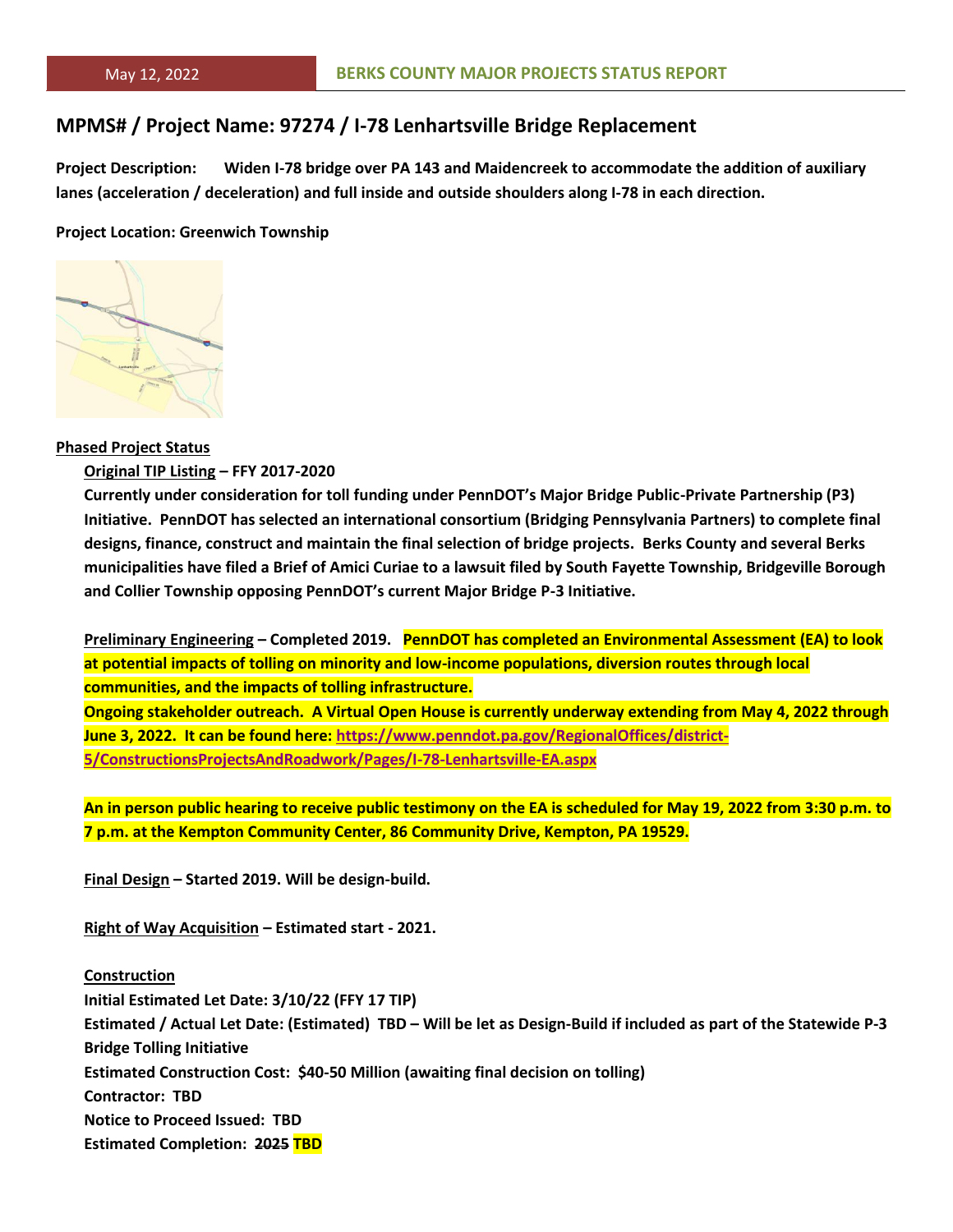May 12, 2022 **BERKS COUNTY MAJOR PROJECTS STATUS REPORT**

## MPMS# / Project Name: 97274 / I-78 Lenhartsville Bridge Replacement

**Project Description: Widen I-78 bridge over PA 143 and Maidencreek to accommodate the addition of auxiliary lanes (acceleration / deceleration) and full inside and outside shoulders along I-78 in each direction.**

**Project Location: Greenwich Township**

**Phased Project Status**

**Original TIP Listing – FFY 2017-2020**

**Currently under consideration for toll funding under PennDOT's Major Bridge Public-Private Partnership (P3) Initiative. PennDOT has selected an international consortium (Bridging Pennsylvania Partners) to complete final designs, finance, construct and maintain the final selection of bridge projects. Berks County and several Berks municipalities have filed a Brief of Amici Curiae to a lawsuit filed by South Fayette Township, Bridgeville Borough and Collier Township opposing PennDOT's current Major Bridge P-3 Initiative.**

**Preliminary Engineering – Completed 2019. PennDOT has completed an Environmental Assessment (EA) to look at potential impacts of tolling on minority and low-income populations, diversion routes through local communities, and the impacts of tolling infrastructure.**
**Ongoing stakeholder outreach. A Virtual Open House is currently underway extending from May 4, 2022 through June 3, 2022. It can be found here: https://www.penndot.pa.gov/RegionalOffices/district-5/ConstructionsProjectsAndRoadwork/Pages/I-78-Lenhartsville-EA.aspx**

**An in person public hearing to receive public testimony on the EA is scheduled for May 19, 2022 from 3:30 p.m. to 7 p.m. at the Kempton Community Center, 86 Community Drive, Kempton, PA 19529.**

**Final Design – Started 2019. Will be design-build.**

**Right of Way Acquisition – Estimated start - 2021.**

**Construction**
**Initial Estimated Let Date: 3/10/22 (FFY 17 TIP)**
**Estimated / Actual Let Date: (Estimated) TBD – Will be let as Design-Build if included as part of the Statewide P-3 Bridge Tolling Initiative**
**Estimated Construction Cost: $40-50 Million (awaiting final decision on tolling)**
**Contractor: TBD**
**Notice to Proceed Issued: TBD**
**Estimated Completion: ~~2025~~ TBD**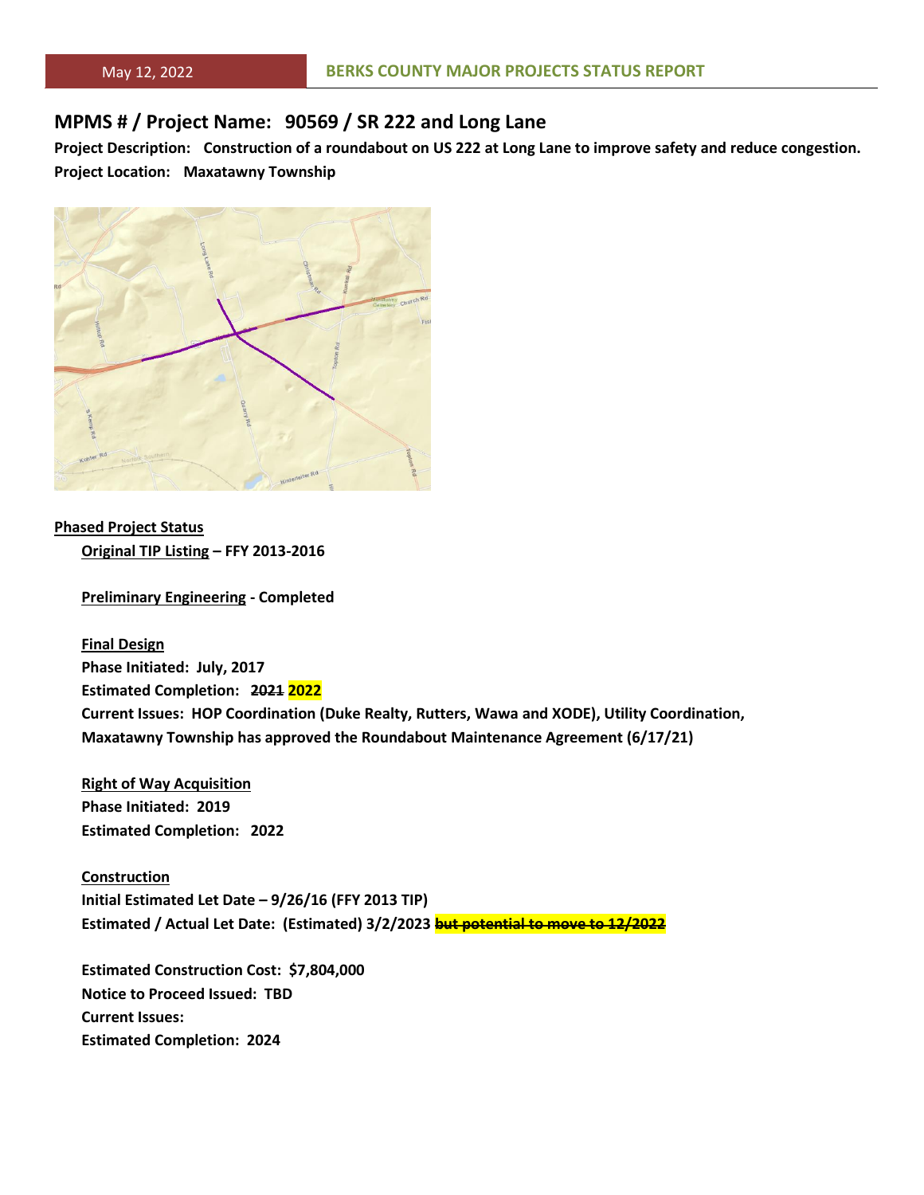## MPMS # / Project Name: 90569 / SR 222 and Long Lane

**Project Description: Construction of a roundabout on US 222 at Long Lane to improve safety and reduce congestion.**

**Project Location: Maxatawny Township**

**Phased Project Status**

**Original TIP Listing – FFY 2013-2016**

**Preliminary Engineering - Completed**

**Final Design**
**Phase Initiated: July, 2017**
**Estimated Completion: ~~2021~~ 2022**
**Current Issues: HOP Coordination (Duke Realty, Rutters, Wawa and XODE), Utility Coordination, Maxatawny Township has approved the Roundabout Maintenance Agreement (6/17/21)**

**Right of Way Acquisition**
**Phase Initiated: 2019**
**Estimated Completion: 2022**

**Construction**
**Initial Estimated Let Date – 9/26/16 (FFY 2013 TIP)**
**Estimated / Actual Let Date: (Estimated) 3/2/2023 ~~but potential to move to 12/2022~~**

**Estimated Construction Cost: $7,804,000**
**Notice to Proceed Issued: TBD**
**Current Issues:**
**Estimated Completion: 2024**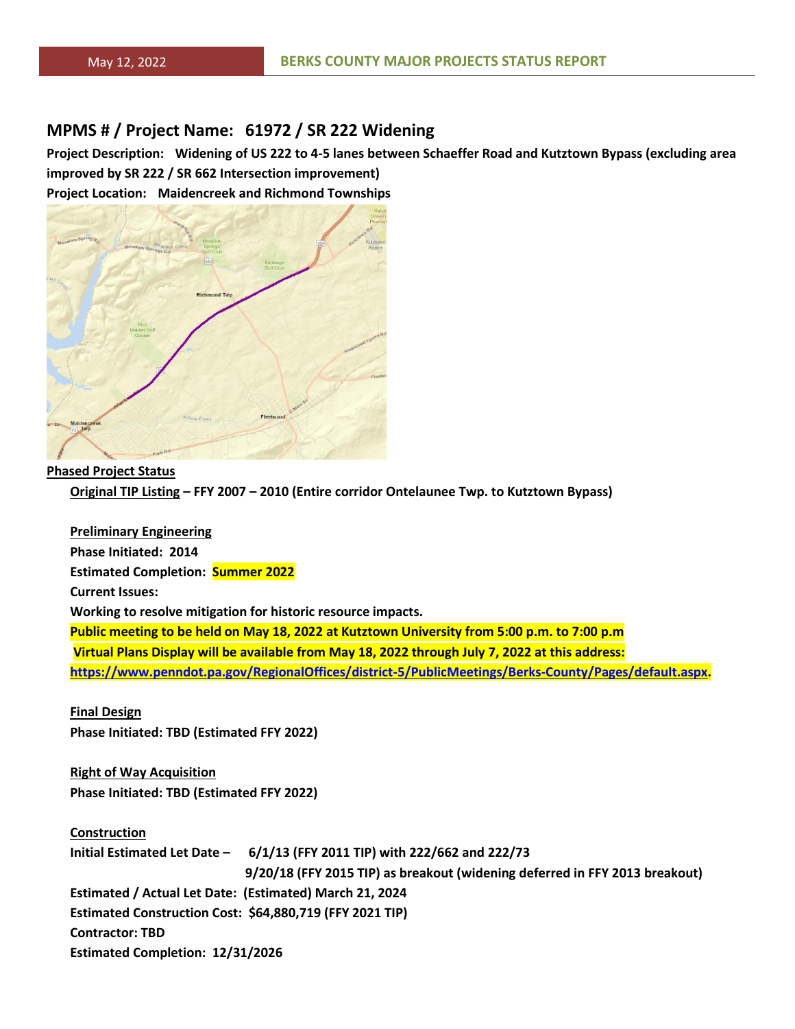## MPMS # / Project Name: 61972 / SR 222 Widening

**Project Description: Widening of US 222 to 4-5 lanes between Schaeffer Road and Kutztown Bypass (excluding area improved by SR 222 / SR 662 Intersection improvement)**

**Project Location: Maidencreek and Richmond Townships**

**Phased Project Status**

**Original TIP Listing – FFY 2007 – 2010 (Entire corridor Ontelaunee Twp. to Kutztown Bypass)**

**Preliminary Engineering**

**Phase Initiated: 2014**

**Estimated Completion: Summer 2022**

**Current Issues:**

**Working to resolve mitigation for historic resource impacts.**

**Public meeting to be held on May 18, 2022 at Kutztown University from 5:00 p.m. to 7:00 p.m**

**Virtual Plans Display will be available from May 18, 2022 through July 7, 2022 at this address: https://www.penndot.pa.gov/RegionalOffices/district-5/PublicMeetings/Berks-County/Pages/default.aspx.**

**Final Design**

**Phase Initiated: TBD (Estimated FFY 2022)**

**Right of Way Acquisition**

**Phase Initiated: TBD (Estimated FFY 2022)**

**Construction**

**Initial Estimated Let Date – 6/1/13 (FFY 2011 TIP) with 222/662 and 222/73**

**9/20/18 (FFY 2015 TIP) as breakout (widening deferred in FFY 2013 breakout)**

**Estimated / Actual Let Date: (Estimated) March 21, 2024**

**Estimated Construction Cost: $64,880,719 (FFY 2021 TIP)**

**Contractor: TBD**

**Estimated Completion: 12/31/2026**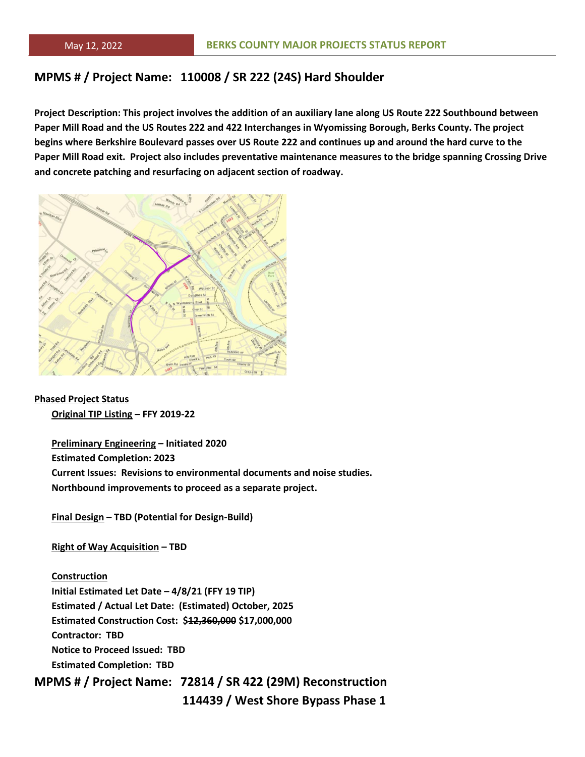## MPMS # / Project Name: 110008 / SR 222 (24S) Hard Shoulder

**Project Description: This project involves the addition of an auxiliary lane along US Route 222 Southbound between Paper Mill Road and the US Routes 222 and 422 Interchanges in Wyomissing Borough, Berks County. The project begins where Berkshire Boulevard passes over US Route 222 and continues up and around the hard curve to the Paper Mill Road exit. Project also includes preventative maintenance measures to the bridge spanning Crossing Drive and concrete patching and resurfacing on adjacent section of roadway.**

**Phased Project Status**

**Original TIP Listing – FFY 2019-22**

**Preliminary Engineering – Initiated 2020**
**Estimated Completion: 2023**
**Current Issues: Revisions to environmental documents and noise studies.**
**Northbound improvements to proceed as a separate project.**

**Final Design – TBD (Potential for Design-Build)**

**Right of Way Acquisition – TBD**

**Construction**
**Initial Estimated Let Date – 4/8/21 (FFY 19 TIP)**
**Estimated / Actual Let Date: (Estimated) October, 2025**
**Estimated Construction Cost: $~~12,360,000~~ $17,000,000**
**Contractor: TBD**
**Notice to Proceed Issued: TBD**
**Estimated Completion: TBD**

## MPMS # / Project Name: 72814 / SR 422 (29M) Reconstruction
## 114439 / West Shore Bypass Phase 1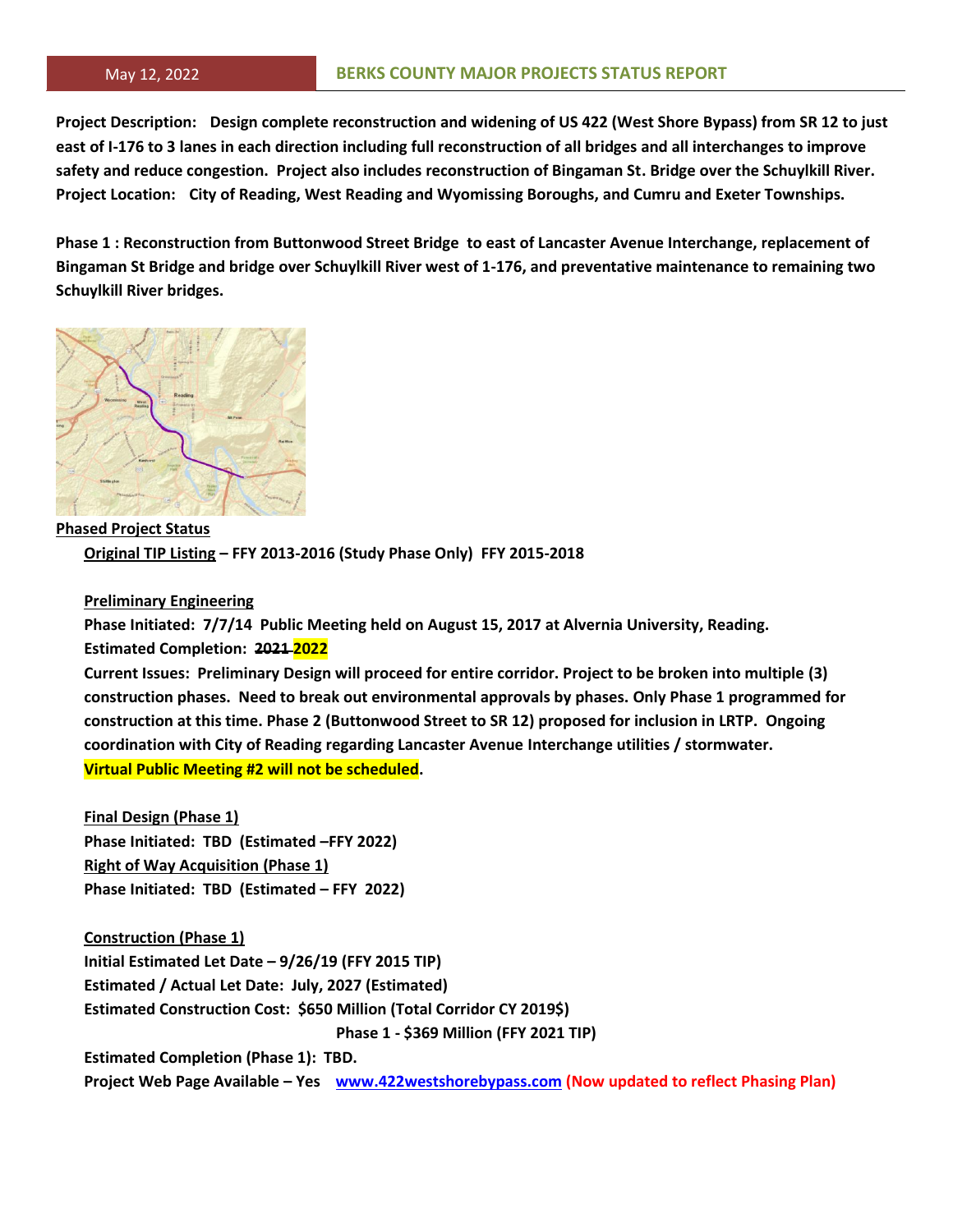May 12, 2022 **BERKS COUNTY MAJOR PROJECTS STATUS REPORT**

**Project Description: Design complete reconstruction and widening of US 422 (West Shore Bypass) from SR 12 to just east of I-176 to 3 lanes in each direction including full reconstruction of all bridges and all interchanges to improve safety and reduce congestion. Project also includes reconstruction of Bingaman St. Bridge over the Schuylkill River.**
**Project Location: City of Reading, West Reading and Wyomissing Boroughs, and Cumru and Exeter Townships.**

**Phase 1 : Reconstruction from Buttonwood Street Bridge to east of Lancaster Avenue Interchange, replacement of Bingaman St Bridge and bridge over Schuylkill River west of 1-176, and preventative maintenance to remaining two Schuylkill River bridges.**

**Phased Project Status**

**Original TIP Listing – FFY 2013-2016 (Study Phase Only) FFY 2015-2018**

**Preliminary Engineering**
**Phase Initiated: 7/7/14 Public Meeting held on August 15, 2017 at Alvernia University, Reading.**
**Estimated Completion: ~~2021~~ 2022**
**Current Issues: Preliminary Design will proceed for entire corridor. Project to be broken into multiple (3) construction phases. Need to break out environmental approvals by phases. Only Phase 1 programmed for construction at this time. Phase 2 (Buttonwood Street to SR 12) proposed for inclusion in LRTP. Ongoing coordination with City of Reading regarding Lancaster Avenue Interchange utilities / stormwater.**
**Virtual Public Meeting #2 will not be scheduled.**

**Final Design (Phase 1)**
**Phase Initiated: TBD (Estimated –FFY 2022)**
**Right of Way Acquisition (Phase 1)**
**Phase Initiated: TBD (Estimated – FFY 2022)**

**Construction (Phase 1)**
**Initial Estimated Let Date – 9/26/19 (FFY 2015 TIP)**
**Estimated / Actual Let Date: July, 2027 (Estimated)**
**Estimated Construction Cost: $650 Million (Total Corridor CY 2019$)**
**Phase 1 - $369 Million (FFY 2021 TIP)**
**Estimated Completion (Phase 1): TBD.**
**Project Web Page Available – Yes www.422westshorebypass.com (Now updated to reflect Phasing Plan)**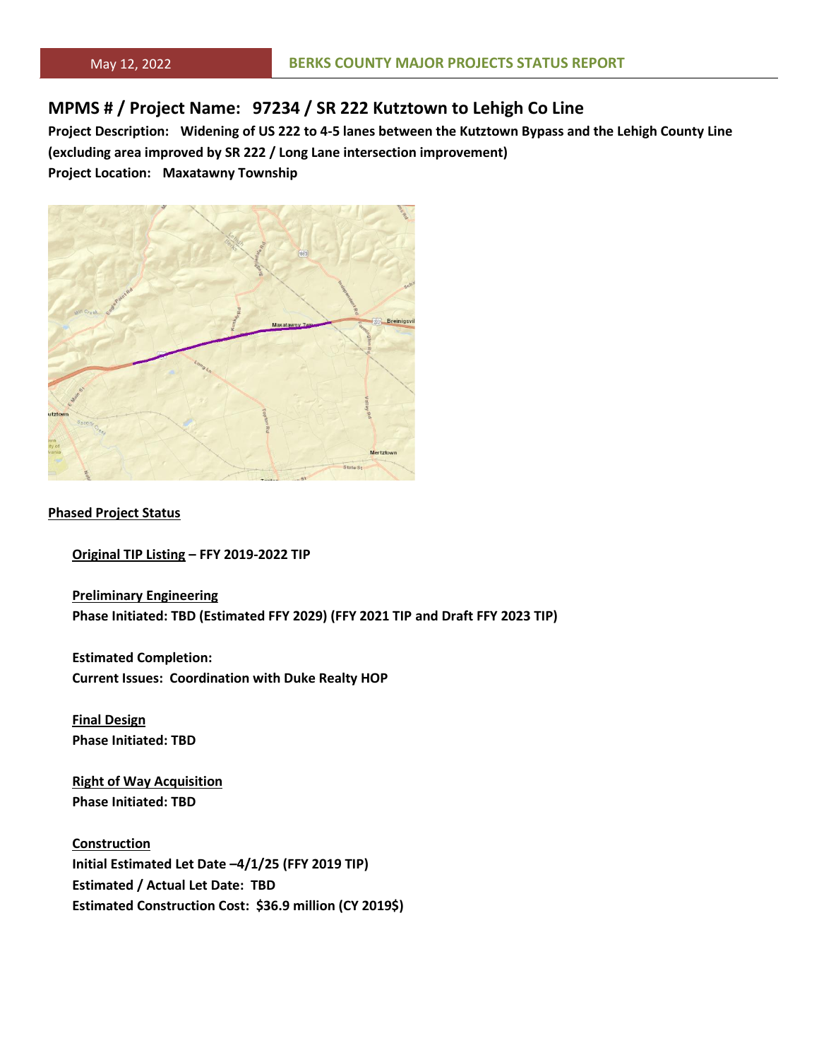## MPMS # / Project Name: 97234 / SR 222 Kutztown to Lehigh Co Line

**Project Description: Widening of US 222 to 4-5 lanes between the Kutztown Bypass and the Lehigh County Line (excluding area improved by SR 222 / Long Lane intersection improvement)**

**Project Location: Maxatawny Township**

### Phased Project Status

**Original TIP Listing – FFY 2019-2022 TIP**

**Preliminary Engineering**
**Phase Initiated: TBD (Estimated FFY 2029) (FFY 2021 TIP and Draft FFY 2023 TIP)**

**Estimated Completion:**
**Current Issues: Coordination with Duke Realty HOP**

**Final Design**
**Phase Initiated: TBD**

**Right of Way Acquisition**
**Phase Initiated: TBD**

**Construction**
**Initial Estimated Let Date –4/1/25 (FFY 2019 TIP)**
**Estimated / Actual Let Date: TBD**
**Estimated Construction Cost: $36.9 million (CY 2019$)**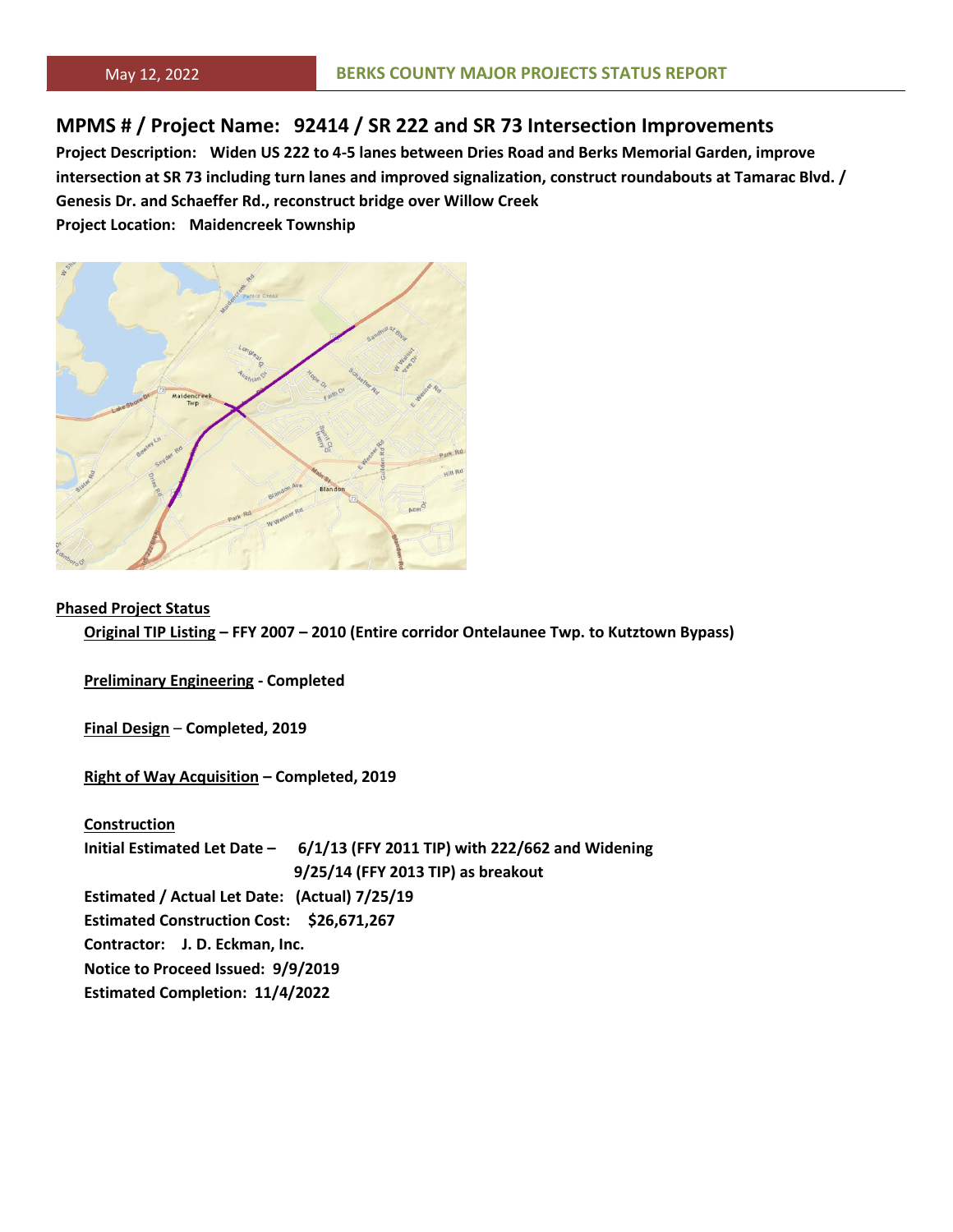## MPMS # / Project Name: 92414 / SR 222 and SR 73 Intersection Improvements

**Project Description: Widen US 222 to 4-5 lanes between Dries Road and Berks Memorial Garden, improve intersection at SR 73 including turn lanes and improved signalization, construct roundabouts at Tamarac Blvd. / Genesis Dr. and Schaeffer Rd., reconstruct bridge over Willow Creek**

**Project Location: Maidencreek Township**

**Phased Project Status**

**Original TIP Listing – FFY 2007 – 2010 (Entire corridor Ontelaunee Twp. to Kutztown Bypass)**

**Preliminary Engineering - Completed**

**Final Design – Completed, 2019**

**Right of Way Acquisition – Completed, 2019**

**Construction**

**Initial Estimated Let Date – 6/1/13 (FFY 2011 TIP) with 222/662 and Widening 9/25/14 (FFY 2013 TIP) as breakout**

**Estimated / Actual Let Date: (Actual) 7/25/19**

**Estimated Construction Cost: $26,671,267**

**Contractor: J. D. Eckman, Inc.**

**Notice to Proceed Issued: 9/9/2019**

**Estimated Completion: 11/4/2022**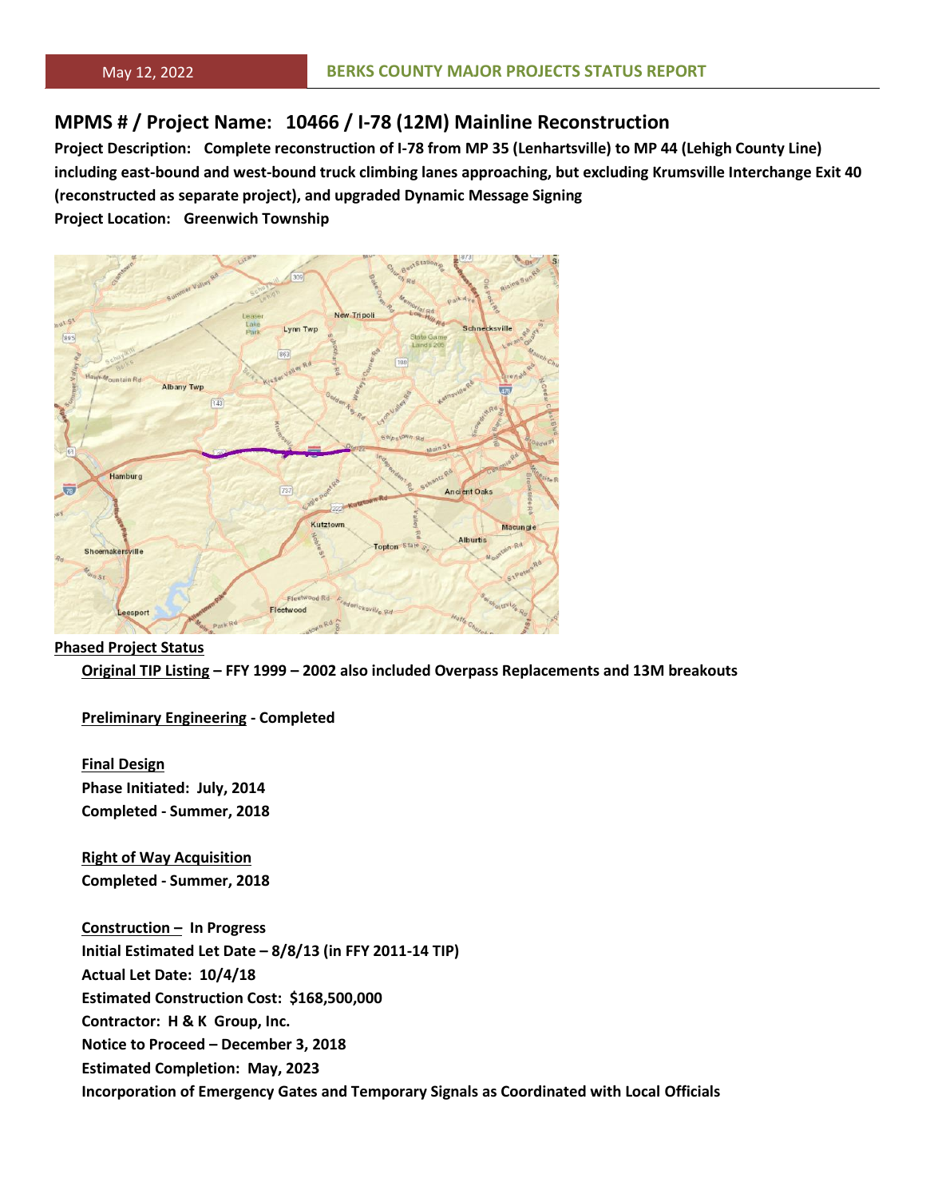May 12, 2022 BERKS COUNTY MAJOR PROJECTS STATUS REPORT

## MPMS # / Project Name: 10466 / I-78 (12M) Mainline Reconstruction

**Project Description: Complete reconstruction of I-78 from MP 35 (Lenhartsville) to MP 44 (Lehigh County Line) including east-bound and west-bound truck climbing lanes approaching, but excluding Krumsville Interchange Exit 40 (reconstructed as separate project), and upgraded Dynamic Message Signing**

**Project Location: Greenwich Township**

**Phased Project Status**

**Original TIP Listing – FFY 1999 – 2002 also included Overpass Replacements and 13M breakouts**

**Preliminary Engineering - Completed**

**Final Design**
**Phase Initiated: July, 2014**
**Completed - Summer, 2018**

**Right of Way Acquisition**
**Completed - Summer, 2018**

**Construction – In Progress**
**Initial Estimated Let Date – 8/8/13 (in FFY 2011-14 TIP)**
**Actual Let Date: 10/4/18**
**Estimated Construction Cost: $168,500,000**
**Contractor: H & K Group, Inc.**
**Notice to Proceed – December 3, 2018**
**Estimated Completion: May, 2023**
**Incorporation of Emergency Gates and Temporary Signals as Coordinated with Local Officials**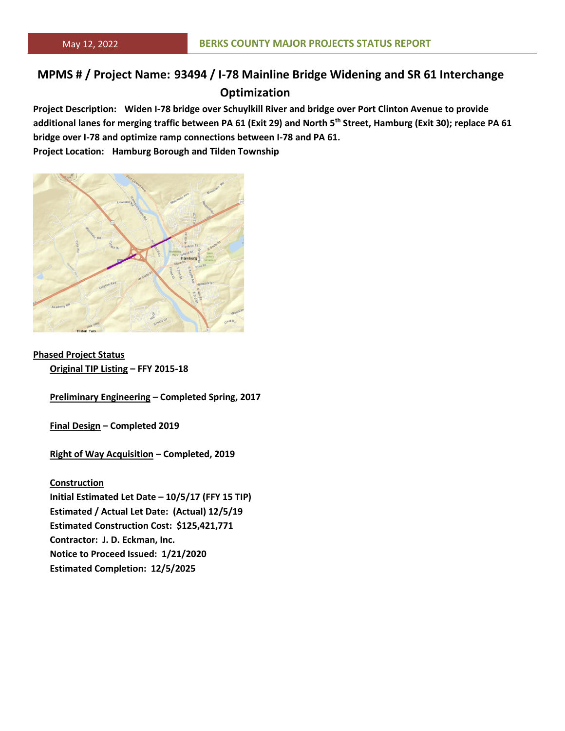# MPMS # / Project Name: 93494 / I-78 Mainline Bridge Widening and SR 61 Interchange Optimization

**Project Description:** Widen I-78 bridge over Schuylkill River and bridge over Port Clinton Avenue to provide additional lanes for merging traffic between PA 61 (Exit 29) and North 5th Street, Hamburg (Exit 30); replace PA 61 bridge over I-78 and optimize ramp connections between I-78 and PA 61.

**Project Location:** Hamburg Borough and Tilden Township

## Phased Project Status

**Original TIP Listing – FFY 2015-18**

**Preliminary Engineering – Completed Spring, 2017**

**Final Design – Completed 2019**

**Right of Way Acquisition – Completed, 2019**

**Construction**

**Initial Estimated Let Date – 10/5/17 (FFY 15 TIP)**
**Estimated / Actual Let Date: (Actual) 12/5/19**
**Estimated Construction Cost: $125,421,771**
**Contractor: J. D. Eckman, Inc.**
**Notice to Proceed Issued: 1/21/2020**
**Estimated Completion: 12/5/2025**